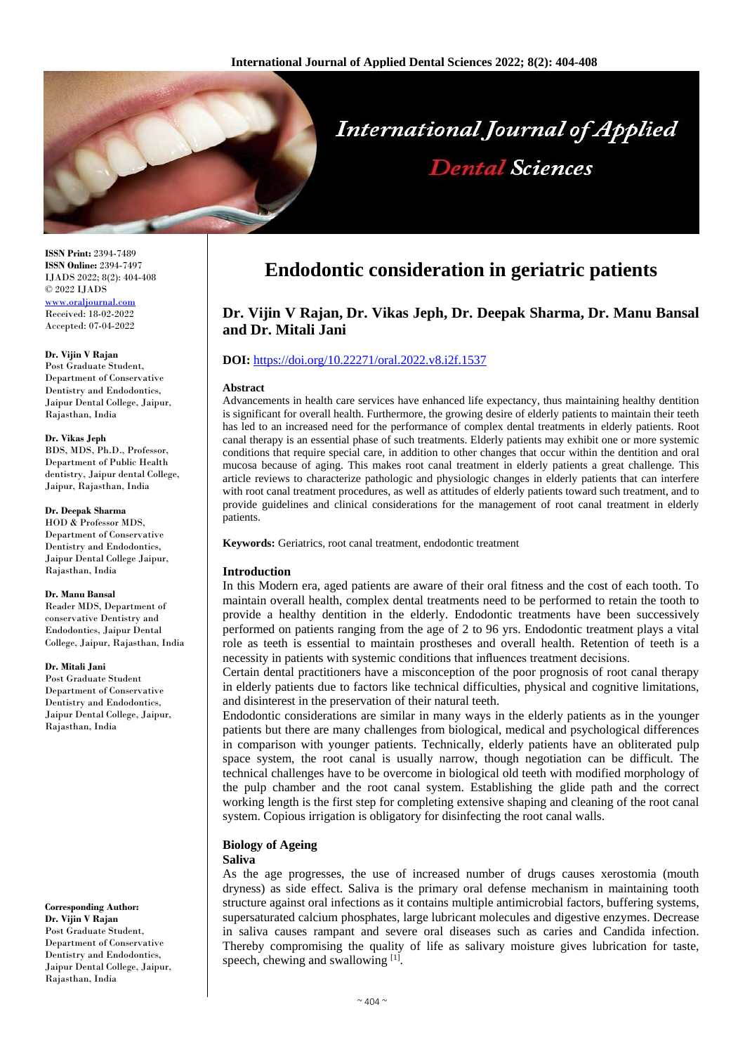# Endodontic consideration in geriatric patients

**Dr. Vijin V Rajan, Dr. Vikas Jeph, Dr. Deepak Sharma, Dr. Manu Bansal and Dr. Mitali Jani**

**DOI:** https://doi.org/10.22271/oral.2022.v8.i2f.1537

**ISSN Print:** 2394-7489
**ISSN Online:** 2394-7497
IJADS 2022; 8(2): 404-408
© 2022 IJADS
www.oraljournal.com
Received: 18-02-2022
Accepted: 07-04-2022

**Dr. Vijin V Rajan**
Post Graduate Student, Department of Conservative Dentistry and Endodontics, Jaipur Dental College, Jaipur, Rajasthan, India

**Dr. Vikas Jeph**
BDS, MDS, Ph.D., Professor, Department of Public Health dentistry, Jaipur dental College, Jaipur, Rajasthan, India

**Dr. Deepak Sharma**
HOD & Professor MDS, Department of Conservative Dentistry and Endodontics, Jaipur Dental College Jaipur, Rajasthan, India

**Dr. Manu Bansal**
Reader MDS, Department of conservative Dentistry and Endodontics, Jaipur Dental College, Jaipur, Rajasthan, India

**Dr. Mitali Jani**
Post Graduate Student Department of Conservative Dentistry and Endodontics, Jaipur Dental College, Jaipur, Rajasthan, India

**Corresponding Author:**
**Dr. Vijin V Rajan**
Post Graduate Student, Department of Conservative Dentistry and Endodontics, Jaipur Dental College, Jaipur, Rajasthan, India

### Abstract

Advancements in health care services have enhanced life expectancy, thus maintaining healthy dentition is significant for overall health. Furthermore, the growing desire of elderly patients to maintain their teeth has led to an increased need for the performance of complex dental treatments in elderly patients. Root canal therapy is an essential phase of such treatments. Elderly patients may exhibit one or more systemic conditions that require special care, in addition to other changes that occur within the dentition and oral mucosa because of aging. This makes root canal treatment in elderly patients a great challenge. This article reviews to characterize pathologic and physiologic changes in elderly patients that can interfere with root canal treatment procedures, as well as attitudes of elderly patients toward such treatment, and to provide guidelines and clinical considerations for the management of root canal treatment in elderly patients.

**Keywords:** Geriatrics, root canal treatment, endodontic treatment

### Introduction

In this Modern era, aged patients are aware of their oral fitness and the cost of each tooth. To maintain overall health, complex dental treatments need to be performed to retain the tooth to provide a healthy dentition in the elderly. Endodontic treatments have been successively performed on patients ranging from the age of 2 to 96 yrs. Endodontic treatment plays a vital role as teeth is essential to maintain prostheses and overall health. Retention of teeth is a necessity in patients with systemic conditions that influences treatment decisions.

Certain dental practitioners have a misconception of the poor prognosis of root canal therapy in elderly patients due to factors like technical difficulties, physical and cognitive limitations, and disinterest in the preservation of their natural teeth.

Endodontic considerations are similar in many ways in the elderly patients as in the younger patients but there are many challenges from biological, medical and psychological differences in comparison with younger patients. Technically, elderly patients have an obliterated pulp space system, the root canal is usually narrow, though negotiation can be difficult. The technical challenges have to be overcome in biological old teeth with modified morphology of the pulp chamber and the root canal system. Establishing the glide path and the correct working length is the first step for completing extensive shaping and cleaning of the root canal system. Copious irrigation is obligatory for disinfecting the root canal walls.

### Biology of Ageing

#### Saliva

As the age progresses, the use of increased number of drugs causes xerostomia (mouth dryness) as side effect. Saliva is the primary oral defense mechanism in maintaining tooth structure against oral infections as it contains multiple antimicrobial factors, buffering systems, supersaturated calcium phosphates, large lubricant molecules and digestive enzymes. Decrease in saliva causes rampant and severe oral diseases such as caries and Candida infection. Thereby compromising the quality of life as salivary moisture gives lubrication for taste, speech, chewing and swallowing [1].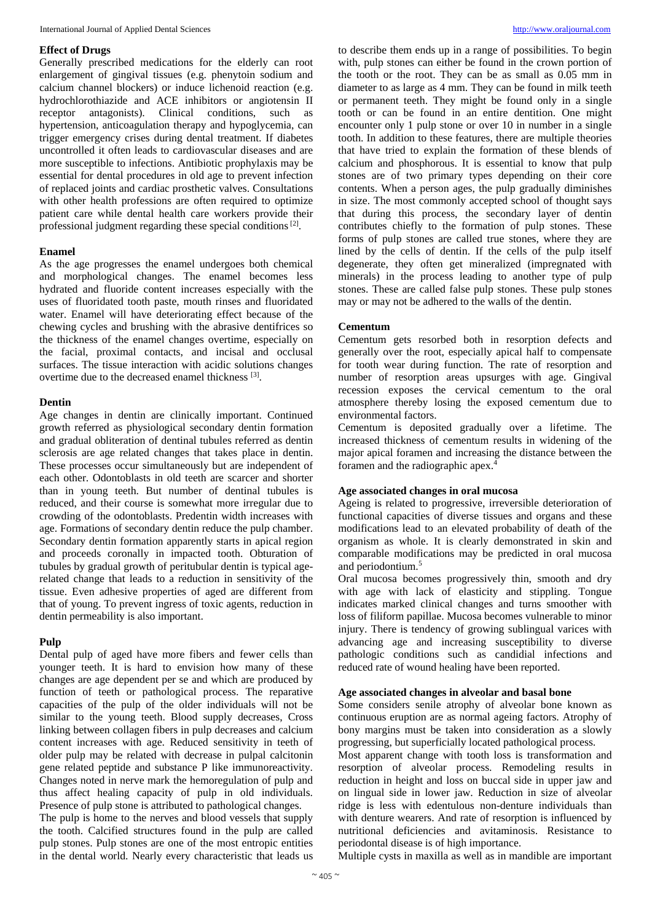## Effect of Drugs

Generally prescribed medications for the elderly can root enlargement of gingival tissues (e.g. phenytoin sodium and calcium channel blockers) or induce lichenoid reaction (e.g. hydrochlorothiazide and ACE inhibitors or angiotensin II receptor antagonists). Clinical conditions, such as hypertension, anticoagulation therapy and hypoglycemia, can trigger emergency crises during dental treatment. If diabetes uncontrolled it often leads to cardiovascular diseases and are more susceptible to infections. Antibiotic prophylaxis may be essential for dental procedures in old age to prevent infection of replaced joints and cardiac prosthetic valves. Consultations with other health professions are often required to optimize patient care while dental health care workers provide their professional judgment regarding these special conditions [2].

## Enamel

As the age progresses the enamel undergoes both chemical and morphological changes. The enamel becomes less hydrated and fluoride content increases especially with the uses of fluoridated tooth paste, mouth rinses and fluoridated water. Enamel will have deteriorating effect because of the chewing cycles and brushing with the abrasive dentifrices so the thickness of the enamel changes overtime, especially on the facial, proximal contacts, and incisal and occlusal surfaces. The tissue interaction with acidic solutions changes overtime due to the decreased enamel thickness [3].

## Dentin

Age changes in dentin are clinically important. Continued growth referred as physiological secondary dentin formation and gradual obliteration of dentinal tubules referred as dentin sclerosis are age related changes that takes place in dentin. These processes occur simultaneously but are independent of each other. Odontoblasts in old teeth are scarcer and shorter than in young teeth. But number of dentinal tubules is reduced, and their course is somewhat more irregular due to crowding of the odontoblasts. Predentin width increases with age. Formations of secondary dentin reduce the pulp chamber. Secondary dentin formation apparently starts in apical region and proceeds coronally in impacted tooth. Obturation of tubules by gradual growth of peritubular dentin is typical age-related change that leads to a reduction in sensitivity of the tissue. Even adhesive properties of aged are different from that of young. To prevent ingress of toxic agents, reduction in dentin permeability is also important.

## Pulp

Dental pulp of aged have more fibers and fewer cells than younger teeth. It is hard to envision how many of these changes are age dependent per se and which are produced by function of teeth or pathological process. The reparative capacities of the pulp of the older individuals will not be similar to the young teeth. Blood supply decreases, Cross linking between collagen fibers in pulp decreases and calcium content increases with age. Reduced sensitivity in teeth of older pulp may be related with decrease in pulpal calcitonin gene related peptide and substance P like immunoreactivity. Changes noted in nerve mark the hemoregulation of pulp and thus affect healing capacity of pulp in old individuals. Presence of pulp stone is attributed to pathological changes.

The pulp is home to the nerves and blood vessels that supply the tooth. Calcified structures found in the pulp are called pulp stones. Pulp stones are one of the most entropic entities in the dental world. Nearly every characteristic that leads us to describe them ends up in a range of possibilities. To begin with, pulp stones can either be found in the crown portion of the tooth or the root. They can be as small as 0.05 mm in diameter to as large as 4 mm. They can be found in milk teeth or permanent teeth. They might be found only in a single tooth or can be found in an entire dentition. One might encounter only 1 pulp stone or over 10 in number in a single tooth. In addition to these features, there are multiple theories that have tried to explain the formation of these blends of calcium and phosphorous. It is essential to know that pulp stones are of two primary types depending on their core contents. When a person ages, the pulp gradually diminishes in size. The most commonly accepted school of thought says that during this process, the secondary layer of dentin contributes chiefly to the formation of pulp stones. These forms of pulp stones are called true stones, where they are lined by the cells of dentin. If the cells of the pulp itself degenerate, they often get mineralized (impregnated with minerals) in the process leading to another type of pulp stones. These are called false pulp stones. These pulp stones may or may not be adhered to the walls of the dentin.

## Cementum

Cementum gets resorbed both in resorption defects and generally over the root, especially apical half to compensate for tooth wear during function. The rate of resorption and number of resorption areas upsurges with age. Gingival recession exposes the cervical cementum to the oral atmosphere thereby losing the exposed cementum due to environmental factors.

Cementum is deposited gradually over a lifetime. The increased thickness of cementum results in widening of the major apical foramen and increasing the distance between the foramen and the radiographic apex.[4]

## Age associated changes in oral mucosa

Ageing is related to progressive, irreversible deterioration of functional capacities of diverse tissues and organs and these modifications lead to an elevated probability of death of the organism as whole. It is clearly demonstrated in skin and comparable modifications may be predicted in oral mucosa and periodontium.[5]

Oral mucosa becomes progressively thin, smooth and dry with age with lack of elasticity and stippling. Tongue indicates marked clinical changes and turns smoother with loss of filiform papillae. Mucosa becomes vulnerable to minor injury. There is tendency of growing sublingual varices with advancing age and increasing susceptibility to diverse pathologic conditions such as candidial infections and reduced rate of wound healing have been reported.

## Age associated changes in alveolar and basal bone

Some considers senile atrophy of alveolar bone known as continuous eruption are as normal ageing factors. Atrophy of bony margins must be taken into consideration as a slowly progressing, but superficially located pathological process.

Most apparent change with tooth loss is transformation and resorption of alveolar process. Remodeling results in reduction in height and loss on buccal side in upper jaw and on lingual side in lower jaw. Reduction in size of alveolar ridge is less with edentulous non-denture individuals than with denture wearers. And rate of resorption is influenced by nutritional deficiencies and avitaminosis. Resistance to periodontal disease is of high importance.

Multiple cysts in maxilla as well as in mandible are important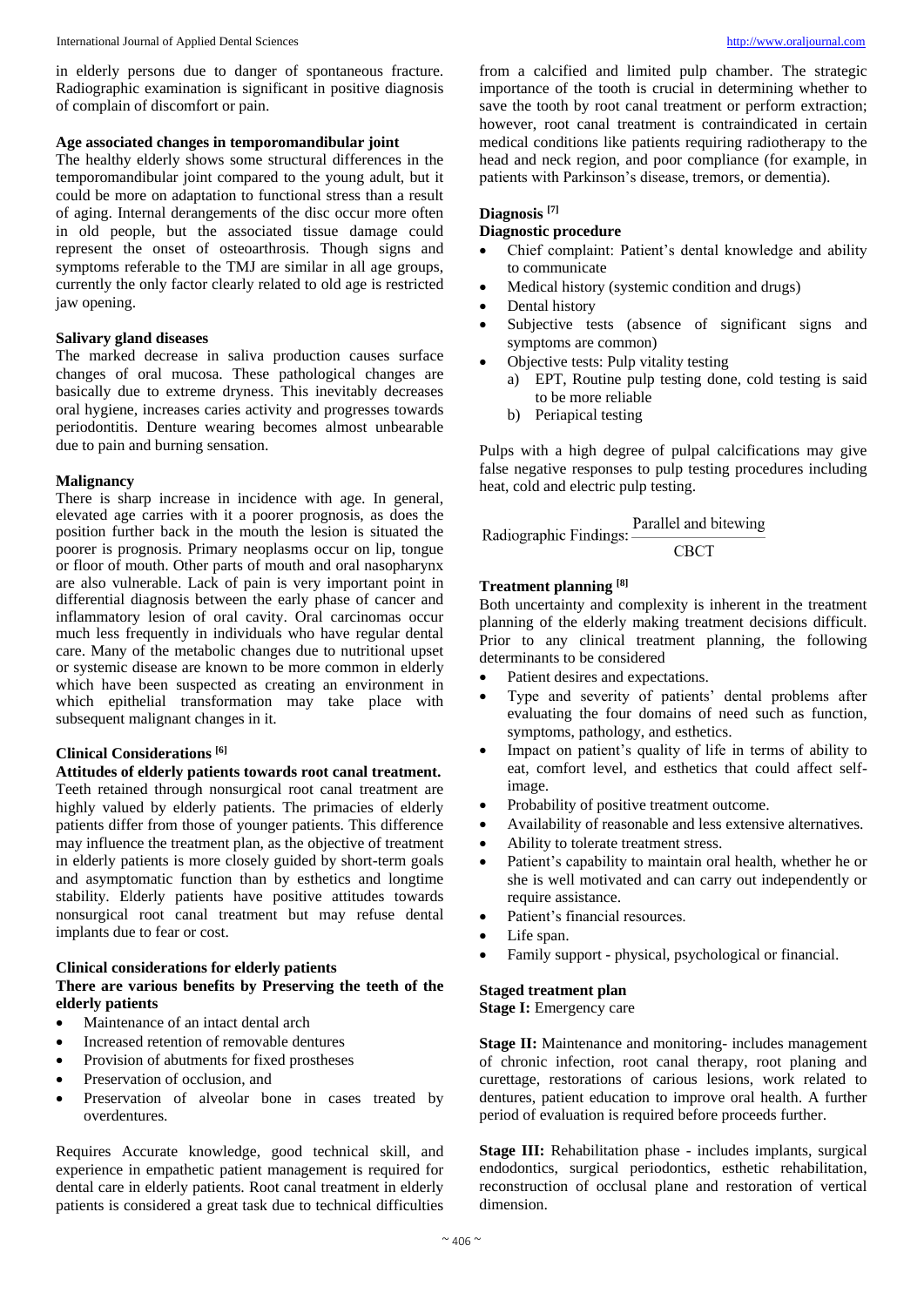in elderly persons due to danger of spontaneous fracture. Radiographic examination is significant in positive diagnosis of complain of discomfort or pain.

### Age associated changes in temporomandibular joint

The healthy elderly shows some structural differences in the temporomandibular joint compared to the young adult, but it could be more on adaptation to functional stress than a result of aging. Internal derangements of the disc occur more often in old people, but the associated tissue damage could represent the onset of osteoarthrosis. Though signs and symptoms referable to the TMJ are similar in all age groups, currently the only factor clearly related to old age is restricted jaw opening.

### Salivary gland diseases

The marked decrease in saliva production causes surface changes of oral mucosa. These pathological changes are basically due to extreme dryness. This inevitably decreases oral hygiene, increases caries activity and progresses towards periodontitis. Denture wearing becomes almost unbearable due to pain and burning sensation.

### Malignancy

There is sharp increase in incidence with age. In general, elevated age carries with it a poorer prognosis, as does the position further back in the mouth the lesion is situated the poorer is prognosis. Primary neoplasms occur on lip, tongue or floor of mouth. Other parts of mouth and oral nasopharynx are also vulnerable. Lack of pain is very important point in differential diagnosis between the early phase of cancer and inflammatory lesion of oral cavity. Oral carcinomas occur much less frequently in individuals who have regular dental care. Many of the metabolic changes due to nutritional upset or systemic disease are known to be more common in elderly which have been suspected as creating an environment in which epithelial transformation may take place with subsequent malignant changes in it.

### Clinical Considerations [6]

**Attitudes of elderly patients towards root canal treatment.**

Teeth retained through nonsurgical root canal treatment are highly valued by elderly patients. The primacies of elderly patients differ from those of younger patients. This difference may influence the treatment plan, as the objective of treatment in elderly patients is more closely guided by short-term goals and asymptomatic function than by esthetics and longtime stability. Elderly patients have positive attitudes towards nonsurgical root canal treatment but may refuse dental implants due to fear or cost.

### Clinical considerations for elderly patients

**There are various benefits by Preserving the teeth of the elderly patients**

- Maintenance of an intact dental arch
- Increased retention of removable dentures
- Provision of abutments for fixed prostheses
- Preservation of occlusion, and
- Preservation of alveolar bone in cases treated by overdentures.

Requires Accurate knowledge, good technical skill, and experience in empathetic patient management is required for dental care in elderly patients. Root canal treatment in elderly patients is considered a great task due to technical difficulties from a calcified and limited pulp chamber. The strategic importance of the tooth is crucial in determining whether to save the tooth by root canal treatment or perform extraction; however, root canal treatment is contraindicated in certain medical conditions like patients requiring radiotherapy to the head and neck region, and poor compliance (for example, in patients with Parkinson's disease, tremors, or dementia).

### Diagnosis [7]

**Diagnostic procedure**

- Chief complaint: Patient's dental knowledge and ability to communicate
- Medical history (systemic condition and drugs)
- Dental history
- Subjective tests (absence of significant signs and symptoms are common)
- Objective tests: Pulp vitality testing
  a) EPT, Routine pulp testing done, cold testing is said to be more reliable
  b) Periapical testing

Pulps with a high degree of pulpal calcifications may give false negative responses to pulp testing procedures including heat, cold and electric pulp testing.

Radiographic Findings: $\dfrac{\text{Parallel and bitewing}}{\text{CBCT}}$

### Treatment planning [8]

Both uncertainty and complexity is inherent in the treatment planning of the elderly making treatment decisions difficult. Prior to any clinical treatment planning, the following determinants to be considered

- Patient desires and expectations.
- Type and severity of patients' dental problems after evaluating the four domains of need such as function, symptoms, pathology, and esthetics.
- Impact on patient's quality of life in terms of ability to eat, comfort level, and esthetics that could affect self-image.
- Probability of positive treatment outcome.
- Availability of reasonable and less extensive alternatives.
- Ability to tolerate treatment stress.
- Patient's capability to maintain oral health, whether he or she is well motivated and can carry out independently or require assistance.
- Patient's financial resources.
- Life span.
- Family support - physical, psychological or financial.

### Staged treatment plan

**Stage I:** Emergency care

**Stage II:** Maintenance and monitoring- includes management of chronic infection, root canal therapy, root planing and curettage, restorations of carious lesions, work related to dentures, patient education to improve oral health. A further period of evaluation is required before proceeds further.

**Stage III:** Rehabilitation phase - includes implants, surgical endodontics, surgical periodontics, esthetic rehabilitation, reconstruction of occlusal plane and restoration of vertical dimension.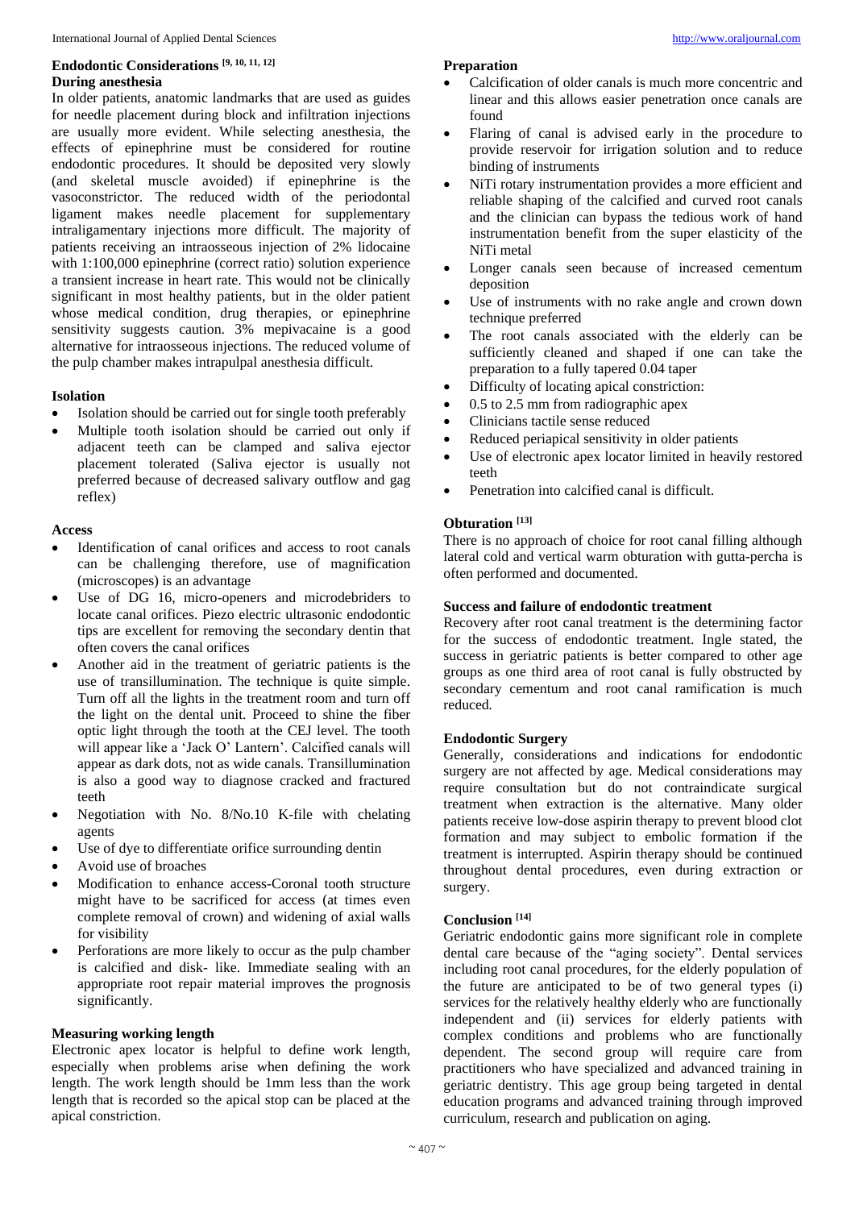## Endodontic Considerations [9, 10, 11, 12]

### During anesthesia

In older patients, anatomic landmarks that are used as guides for needle placement during block and infiltration injections are usually more evident. While selecting anesthesia, the effects of epinephrine must be considered for routine endodontic procedures. It should be deposited very slowly (and skeletal muscle avoided) if epinephrine is the vasoconstrictor. The reduced width of the periodontal ligament makes needle placement for supplementary intraligamentary injections more difficult. The majority of patients receiving an intraosseous injection of 2% lidocaine with 1:100,000 epinephrine (correct ratio) solution experience a transient increase in heart rate. This would not be clinically significant in most healthy patients, but in the older patient whose medical condition, drug therapies, or epinephrine sensitivity suggests caution. 3% mepivacaine is a good alternative for intraosseous injections. The reduced volume of the pulp chamber makes intrapulpal anesthesia difficult.

### Isolation

- Isolation should be carried out for single tooth preferably
- Multiple tooth isolation should be carried out only if adjacent teeth can be clamped and saliva ejector placement tolerated (Saliva ejector is usually not preferred because of decreased salivary outflow and gag reflex)

### Access

- Identification of canal orifices and access to root canals can be challenging therefore, use of magnification (microscopes) is an advantage
- Use of DG 16, micro-openers and microdebriders to locate canal orifices. Piezo electric ultrasonic endodontic tips are excellent for removing the secondary dentin that often covers the canal orifices
- Another aid in the treatment of geriatric patients is the use of transillumination. The technique is quite simple. Turn off all the lights in the treatment room and turn off the light on the dental unit. Proceed to shine the fiber optic light through the tooth at the CEJ level. The tooth will appear like a 'Jack O' Lantern'. Calcified canals will appear as dark dots, not as wide canals. Transillumination is also a good way to diagnose cracked and fractured teeth
- Negotiation with No. 8/No.10 K-file with chelating agents
- Use of dye to differentiate orifice surrounding dentin
- Avoid use of broaches
- Modification to enhance access-Coronal tooth structure might have to be sacrificed for access (at times even complete removal of crown) and widening of axial walls for visibility
- Perforations are more likely to occur as the pulp chamber is calcified and disk- like. Immediate sealing with an appropriate root repair material improves the prognosis significantly.

### Measuring working length

Electronic apex locator is helpful to define work length, especially when problems arise when defining the work length. The work length should be 1mm less than the work length that is recorded so the apical stop can be placed at the apical constriction.

### Preparation

- Calcification of older canals is much more concentric and linear and this allows easier penetration once canals are found
- Flaring of canal is advised early in the procedure to provide reservoir for irrigation solution and to reduce binding of instruments
- NiTi rotary instrumentation provides a more efficient and reliable shaping of the calcified and curved root canals and the clinician can bypass the tedious work of hand instrumentation benefit from the super elasticity of the NiTi metal
- Longer canals seen because of increased cementum deposition
- Use of instruments with no rake angle and crown down technique preferred
- The root canals associated with the elderly can be sufficiently cleaned and shaped if one can take the preparation to a fully tapered 0.04 taper
- Difficulty of locating apical constriction:
- 0.5 to 2.5 mm from radiographic apex
- Clinicians tactile sense reduced
- Reduced periapical sensitivity in older patients
- Use of electronic apex locator limited in heavily restored teeth
- Penetration into calcified canal is difficult.

### Obturation [13]

There is no approach of choice for root canal filling although lateral cold and vertical warm obturation with gutta-percha is often performed and documented.

### Success and failure of endodontic treatment

Recovery after root canal treatment is the determining factor for the success of endodontic treatment. Ingle stated, the success in geriatric patients is better compared to other age groups as one third area of root canal is fully obstructed by secondary cementum and root canal ramification is much reduced.

### Endodontic Surgery

Generally, considerations and indications for endodontic surgery are not affected by age. Medical considerations may require consultation but do not contraindicate surgical treatment when extraction is the alternative. Many older patients receive low-dose aspirin therapy to prevent blood clot formation and may subject to embolic formation if the treatment is interrupted. Aspirin therapy should be continued throughout dental procedures, even during extraction or surgery.

## Conclusion [14]

Geriatric endodontic gains more significant role in complete dental care because of the "aging society". Dental services including root canal procedures, for the elderly population of the future are anticipated to be of two general types (i) services for the relatively healthy elderly who are functionally independent and (ii) services for elderly patients with complex conditions and problems who are functionally dependent. The second group will require care from practitioners who have specialized and advanced training in geriatric dentistry. This age group being targeted in dental education programs and advanced training through improved curriculum, research and publication on aging.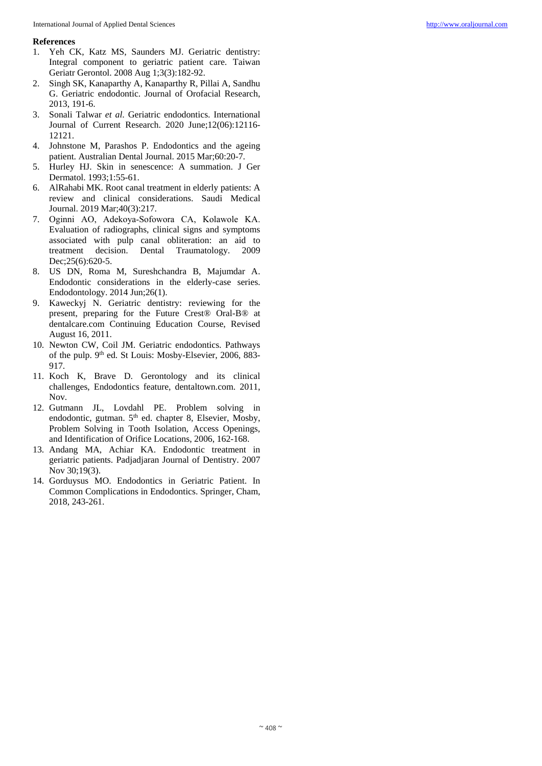## References

1. Yeh CK, Katz MS, Saunders MJ. Geriatric dentistry: Integral component to geriatric patient care. Taiwan Geriatr Gerontol. 2008 Aug 1;3(3):182-92.
2. Singh SK, Kanaparthy A, Kanaparthy R, Pillai A, Sandhu G. Geriatric endodontic. Journal of Orofacial Research, 2013, 191-6.
3. Sonali Talwar *et al.* Geriatric endodontics. International Journal of Current Research. 2020 June;12(06):12116-12121.
4. Johnstone M, Parashos P. Endodontics and the ageing patient. Australian Dental Journal. 2015 Mar;60:20-7.
5. Hurley HJ. Skin in senescence: A summation. J Ger Dermatol. 1993;1:55-61.
6. AlRahabi MK. Root canal treatment in elderly patients: A review and clinical considerations. Saudi Medical Journal. 2019 Mar;40(3):217.
7. Oginni AO, Adekoya-Sofowora CA, Kolawole KA. Evaluation of radiographs, clinical signs and symptoms associated with pulp canal obliteration: an aid to treatment decision. Dental Traumatology. 2009 Dec;25(6):620-5.
8. US DN, Roma M, Sureshchandra B, Majumdar A. Endodontic considerations in the elderly-case series. Endodontology. 2014 Jun;26(1).
9. Kaweckyj N. Geriatric dentistry: reviewing for the present, preparing for the Future Crest® Oral-B® at dentalcare.com Continuing Education Course, Revised August 16, 2011.
10. Newton CW, Coil JM. Geriatric endodontics. Pathways of the pulp. 9th ed. St Louis: Mosby-Elsevier, 2006, 883-917.
11. Koch K, Brave D. Gerontology and its clinical challenges, Endodontics feature, dentaltown.com. 2011, Nov.
12. Gutmann JL, Lovdahl PE. Problem solving in endodontic, gutman. 5th ed. chapter 8, Elsevier, Mosby, Problem Solving in Tooth Isolation, Access Openings, and Identification of Orifice Locations, 2006, 162-168.
13. Andang MA, Achiar KA. Endodontic treatment in geriatric patients. Padjadjaran Journal of Dentistry. 2007 Nov 30;19(3).
14. Gorduysus MO. Endodontics in Geriatric Patient. In Common Complications in Endodontics. Springer, Cham, 2018, 243-261.